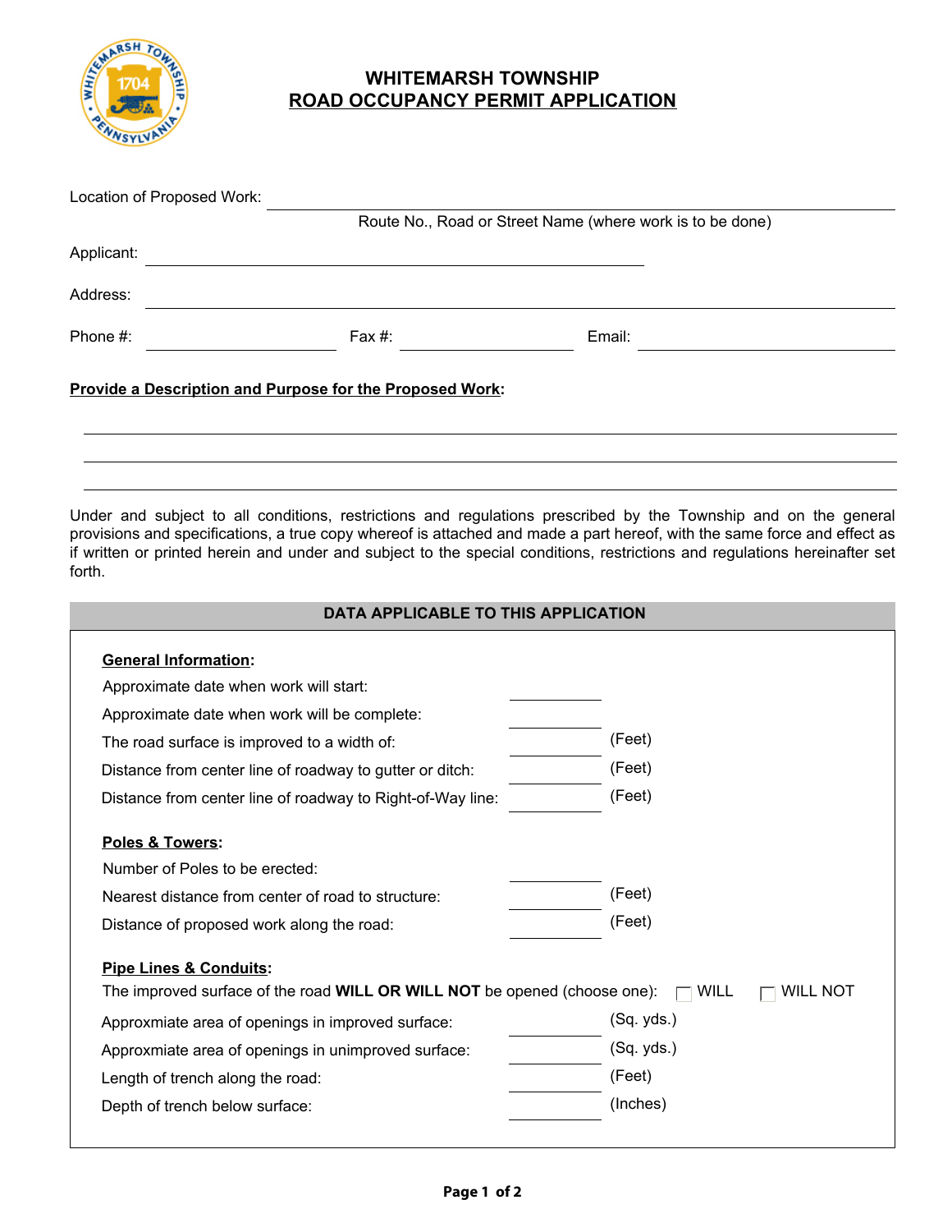# WHITEMARSH TOWNSHIP
## ROAD OCCUPANCY PERMIT APPLICATION

Location of Proposed Work: ______________________________________________

Route No., Road or Street Name (where work is to be done)

Applicant: ______________________________________________

Address: ______________________________________________

Phone #: ______________ Fax #: ______________ Email: ______________

**Provide a Description and Purpose for the Proposed Work:**

______________________________________________

______________________________________________

______________________________________________

Under and subject to all conditions, restrictions and regulations prescribed by the Township and on the general provisions and specifications, a true copy whereof is attached and made a part hereof, with the same force and effect as if written or printed herein and under and subject to the special conditions, restrictions and regulations hereinafter set forth.

### DATA APPLICABLE TO THIS APPLICATION

**General Information:**

Approximate date when work will start: ______________

Approximate date when work will be complete: ______________

The road surface is improved to a width of: ______________ (Feet)

Distance from center line of roadway to gutter or ditch: ______________ (Feet)

Distance from center line of roadway to Right-of-Way line: ______________ (Feet)

**Poles & Towers:**

Number of Poles to be erected: ______________

Nearest distance from center of road to structure: ______________ (Feet)

Distance of proposed work along the road: ______________ (Feet)

**Pipe Lines & Conduits:**

The improved surface of the road **WILL OR WILL NOT** be opened (choose one): ☐ WILL ☐ WILL NOT

Approxmiate area of openings in improved surface: ______________ (Sq. yds.)

Approxmiate area of openings in unimproved surface: ______________ (Sq. yds.)

Length of trench along the road: ______________ (Feet)

Depth of trench below surface: ______________ (Inches)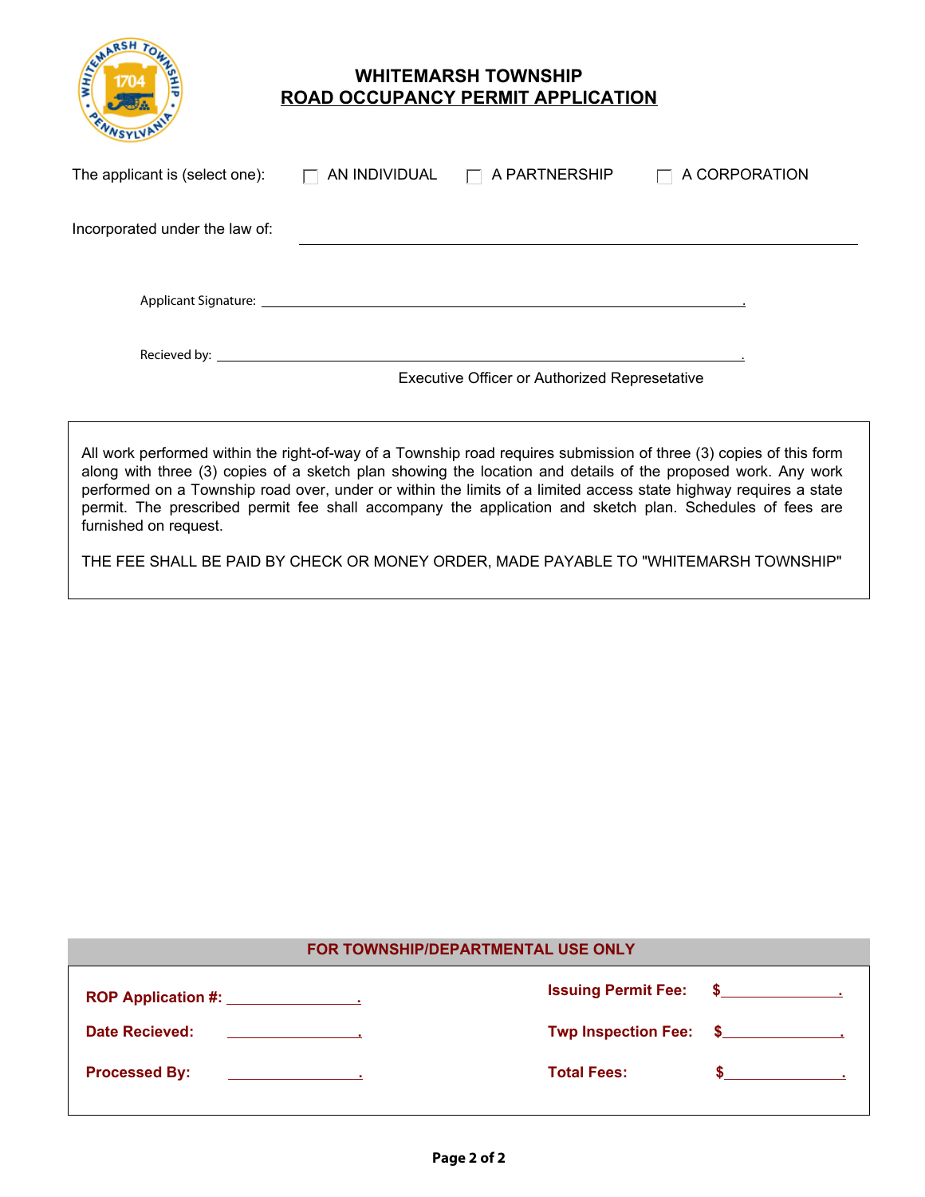# WHITEMARSH TOWNSHIP

## ROAD OCCUPANCY PERMIT APPLICATION

The applicant is (select one): ☐ AN INDIVIDUAL ☐ A PARTNERSHIP ☐ A CORPORATION

Incorporated under the law of: ______________________________

Applicant Signature: ______________________________.

Recieved by: ______________________________.

Executive Officer or Authorized Represetative

All work performed within the right-of-way of a Township road requires submission of three (3) copies of this form along with three (3) copies of a sketch plan showing the location and details of the proposed work. Any work performed on a Township road over, under or within the limits of a limited access state highway requires a state permit. The prescribed permit fee shall accompany the application and sketch plan. Schedules of fees are furnished on request.

THE FEE SHALL BE PAID BY CHECK OR MONEY ORDER, MADE PAYABLE TO "WHITEMARSH TOWNSHIP"

**FOR TOWNSHIP/DEPARTMENTAL USE ONLY**

| | | | |
|---|---|---|---|
| **ROP Application #:** | ____________. | **Issuing Permit Fee:** | $____________. |
| **Date Recieved:** | ____________. | **Twp Inspection Fee:** | $____________. |
| **Processed By:** | ____________. | **Total Fees:** | $____________. |